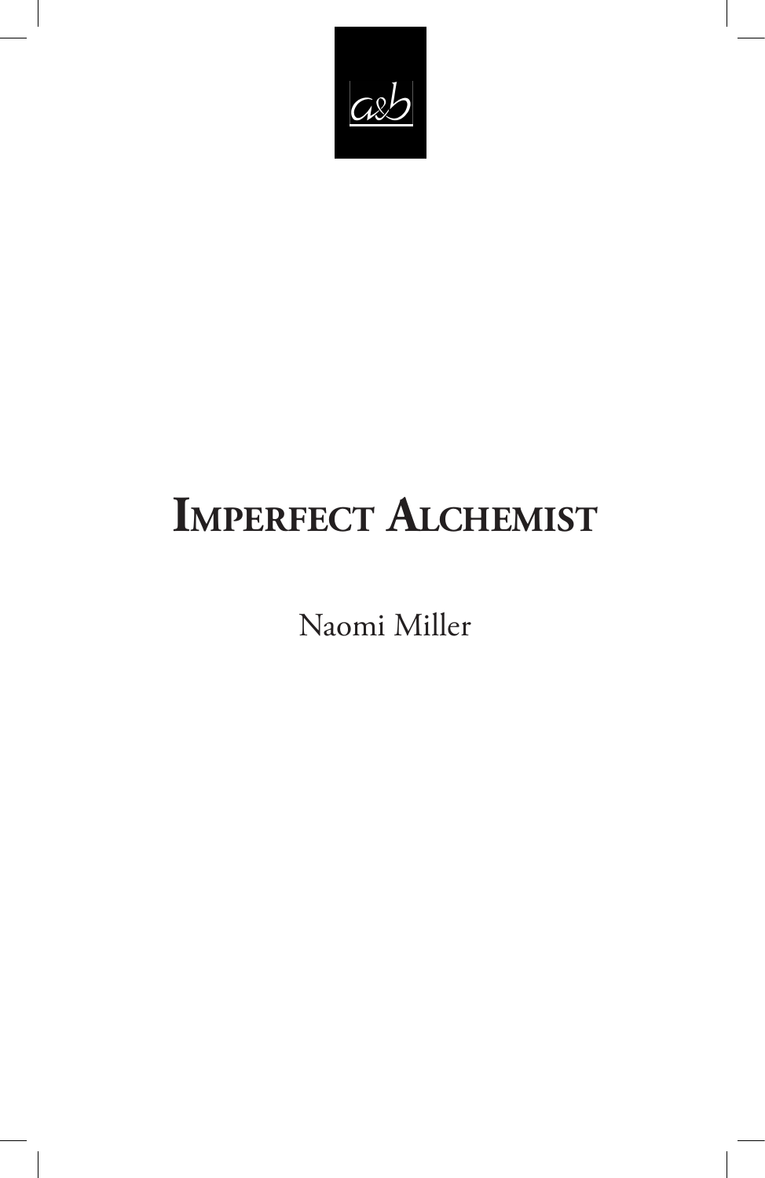a&b

# Imperfect Alchemist

Naomi Miller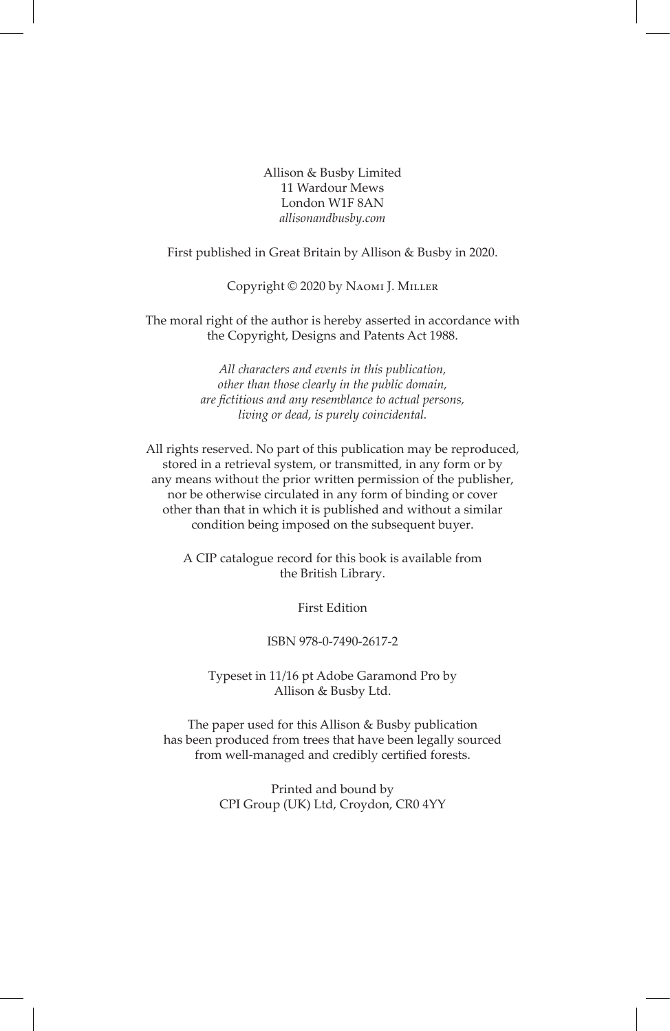Allison & Busby Limited
11 Wardour Mews
London W1F 8AN
*allisonandbusby.com*

First published in Great Britain by Allison & Busby in 2020.

Copyright © 2020 by Naomi J. Miller

The moral right of the author is hereby asserted in accordance with the Copyright, Designs and Patents Act 1988.

*All characters and events in this publication, other than those clearly in the public domain, are fictitious and any resemblance to actual persons, living or dead, is purely coincidental.*

All rights reserved. No part of this publication may be reproduced, stored in a retrieval system, or transmitted, in any form or by any means without the prior written permission of the publisher, nor be otherwise circulated in any form of binding or cover other than that in which it is published and without a similar condition being imposed on the subsequent buyer.

A CIP catalogue record for this book is available from the British Library.

First Edition

ISBN 978-0-7490-2617-2

Typeset in 11/16 pt Adobe Garamond Pro by Allison & Busby Ltd.

The paper used for this Allison & Busby publication has been produced from trees that have been legally sourced from well-managed and credibly certified forests.

Printed and bound by
CPI Group (UK) Ltd, Croydon, CR0 4YY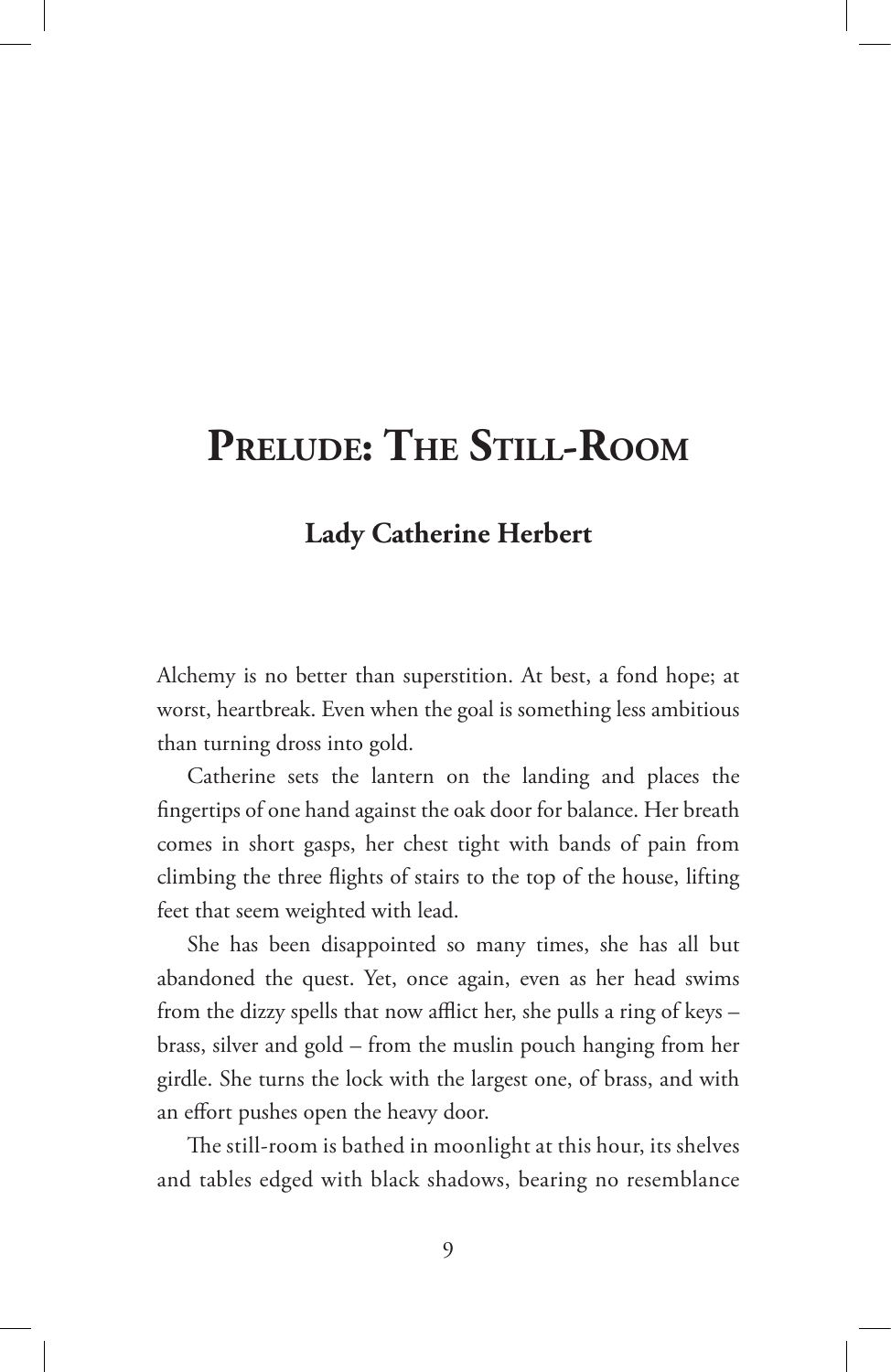# Prelude: The Still-Room

## Lady Catherine Herbert

Alchemy is no better than superstition. At best, a fond hope; at worst, heartbreak. Even when the goal is something less ambitious than turning dross into gold.

Catherine sets the lantern on the landing and places the fingertips of one hand against the oak door for balance. Her breath comes in short gasps, her chest tight with bands of pain from climbing the three flights of stairs to the top of the house, lifting feet that seem weighted with lead.

She has been disappointed so many times, she has all but abandoned the quest. Yet, once again, even as her head swims from the dizzy spells that now afflict her, she pulls a ring of keys – brass, silver and gold – from the muslin pouch hanging from her girdle. She turns the lock with the largest one, of brass, and with an effort pushes open the heavy door.

The still-room is bathed in moonlight at this hour, its shelves and tables edged with black shadows, bearing no resemblance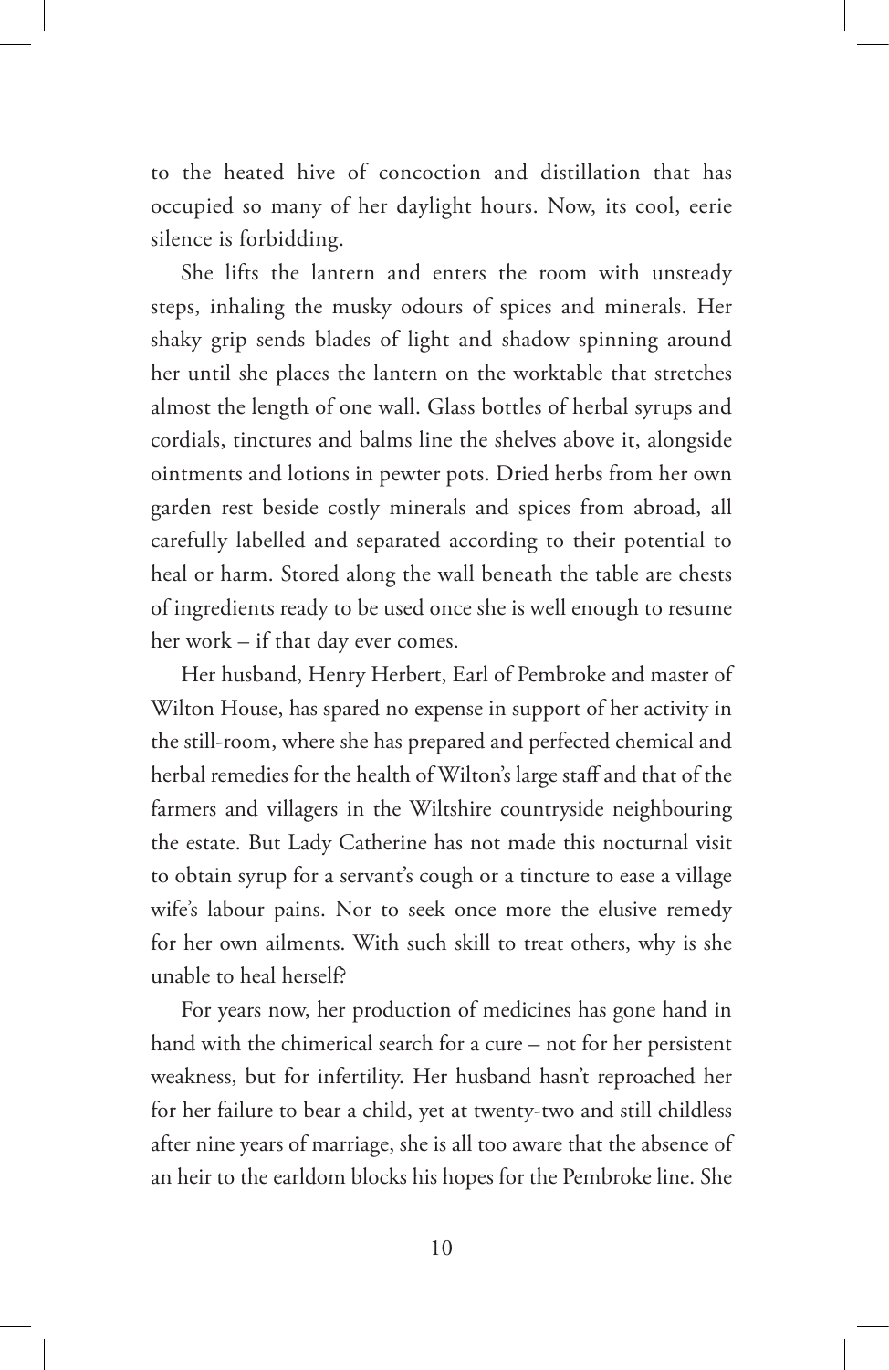to the heated hive of concoction and distillation that has occupied so many of her daylight hours. Now, its cool, eerie silence is forbidding.

She lifts the lantern and enters the room with unsteady steps, inhaling the musky odours of spices and minerals. Her shaky grip sends blades of light and shadow spinning around her until she places the lantern on the worktable that stretches almost the length of one wall. Glass bottles of herbal syrups and cordials, tinctures and balms line the shelves above it, alongside ointments and lotions in pewter pots. Dried herbs from her own garden rest beside costly minerals and spices from abroad, all carefully labelled and separated according to their potential to heal or harm. Stored along the wall beneath the table are chests of ingredients ready to be used once she is well enough to resume her work – if that day ever comes.

Her husband, Henry Herbert, Earl of Pembroke and master of Wilton House, has spared no expense in support of her activity in the still-room, where she has prepared and perfected chemical and herbal remedies for the health of Wilton's large staff and that of the farmers and villagers in the Wiltshire countryside neighbouring the estate. But Lady Catherine has not made this nocturnal visit to obtain syrup for a servant's cough or a tincture to ease a village wife's labour pains. Nor to seek once more the elusive remedy for her own ailments. With such skill to treat others, why is she unable to heal herself?

For years now, her production of medicines has gone hand in hand with the chimerical search for a cure – not for her persistent weakness, but for infertility. Her husband hasn't reproached her for her failure to bear a child, yet at twenty-two and still childless after nine years of marriage, she is all too aware that the absence of an heir to the earldom blocks his hopes for the Pembroke line. She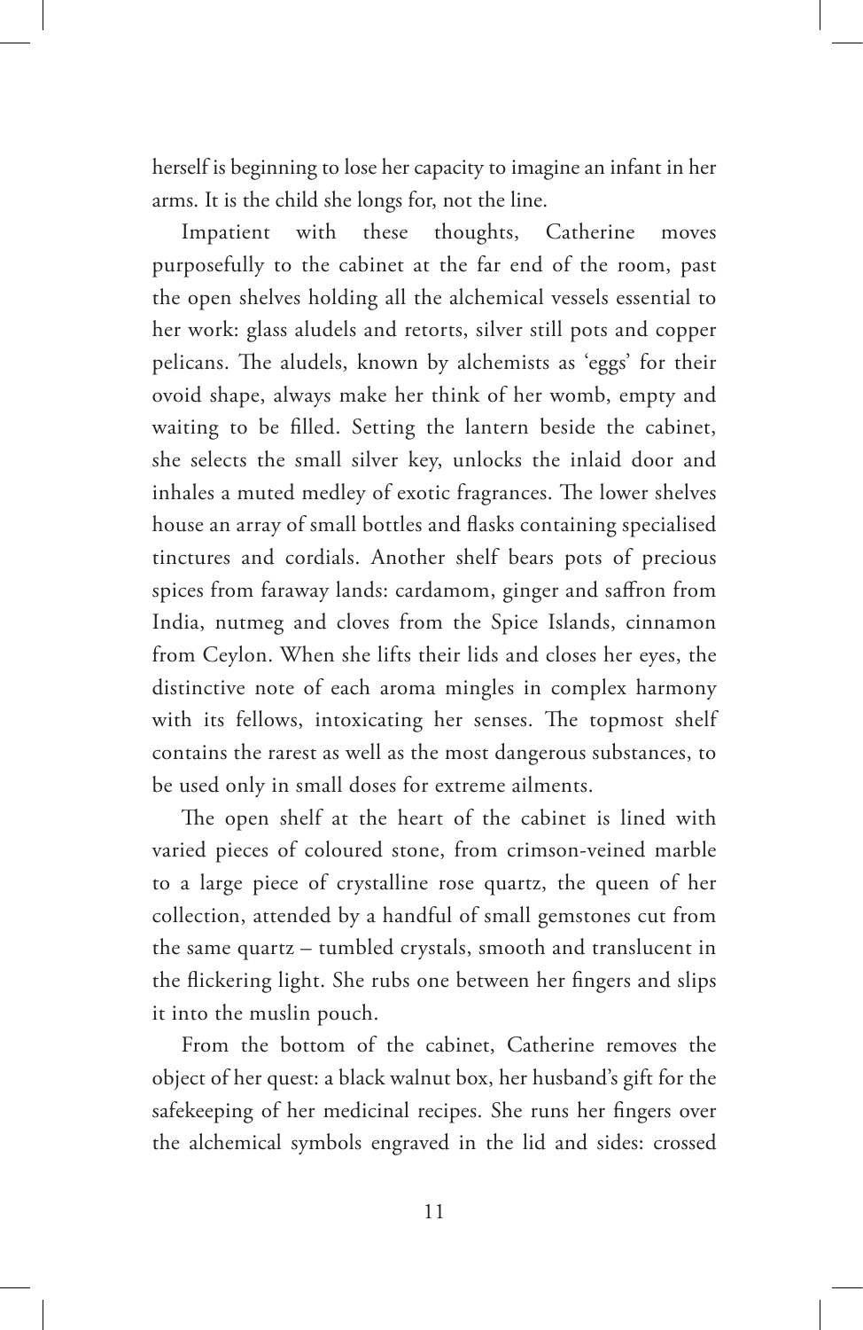herself is beginning to lose her capacity to imagine an infant in her arms. It is the child she longs for, not the line.

Impatient with these thoughts, Catherine moves purposefully to the cabinet at the far end of the room, past the open shelves holding all the alchemical vessels essential to her work: glass aludels and retorts, silver still pots and copper pelicans. The aludels, known by alchemists as 'eggs' for their ovoid shape, always make her think of her womb, empty and waiting to be filled. Setting the lantern beside the cabinet, she selects the small silver key, unlocks the inlaid door and inhales a muted medley of exotic fragrances. The lower shelves house an array of small bottles and flasks containing specialised tinctures and cordials. Another shelf bears pots of precious spices from faraway lands: cardamom, ginger and saffron from India, nutmeg and cloves from the Spice Islands, cinnamon from Ceylon. When she lifts their lids and closes her eyes, the distinctive note of each aroma mingles in complex harmony with its fellows, intoxicating her senses. The topmost shelf contains the rarest as well as the most dangerous substances, to be used only in small doses for extreme ailments.

The open shelf at the heart of the cabinet is lined with varied pieces of coloured stone, from crimson-veined marble to a large piece of crystalline rose quartz, the queen of her collection, attended by a handful of small gemstones cut from the same quartz – tumbled crystals, smooth and translucent in the flickering light. She rubs one between her fingers and slips it into the muslin pouch.

From the bottom of the cabinet, Catherine removes the object of her quest: a black walnut box, her husband's gift for the safekeeping of her medicinal recipes. She runs her fingers over the alchemical symbols engraved in the lid and sides: crossed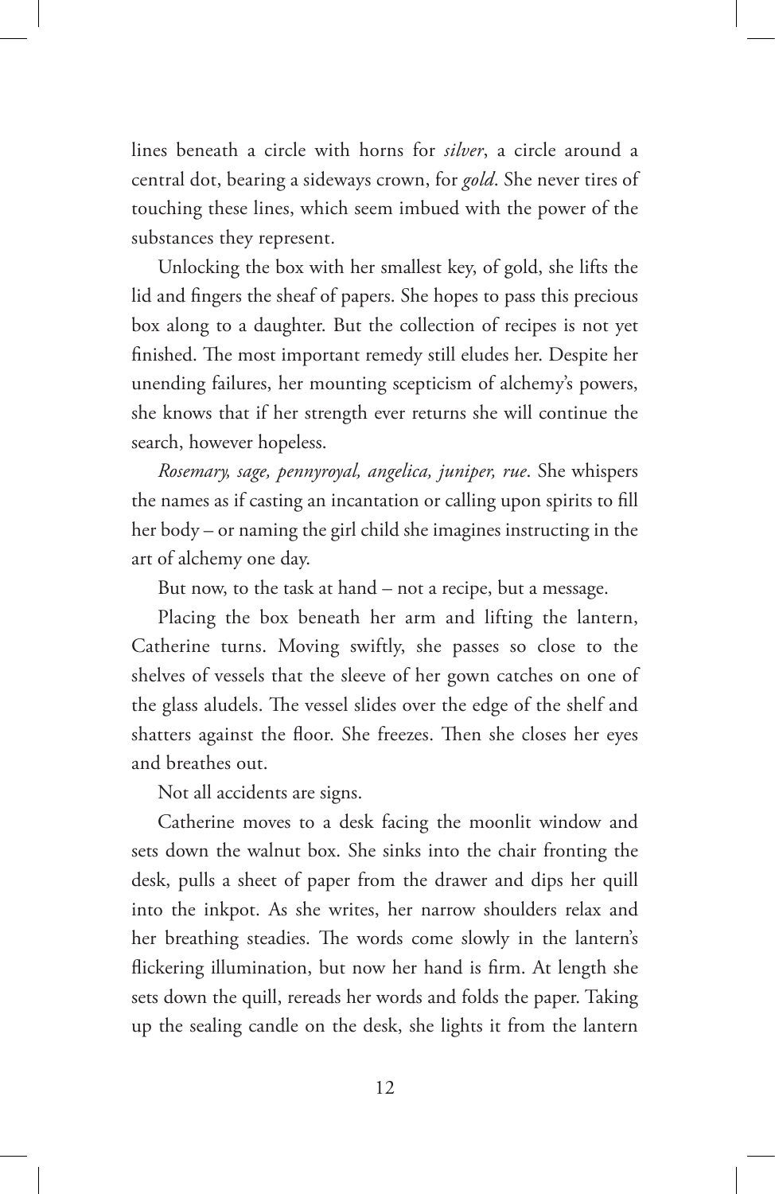lines beneath a circle with horns for *silver*, a circle around a central dot, bearing a sideways crown, for *gold*. She never tires of touching these lines, which seem imbued with the power of the substances they represent.

Unlocking the box with her smallest key, of gold, she lifts the lid and fingers the sheaf of papers. She hopes to pass this precious box along to a daughter. But the collection of recipes is not yet finished. The most important remedy still eludes her. Despite her unending failures, her mounting scepticism of alchemy's powers, she knows that if her strength ever returns she will continue the search, however hopeless.

*Rosemary, sage, pennyroyal, angelica, juniper, rue*. She whispers the names as if casting an incantation or calling upon spirits to fill her body – or naming the girl child she imagines instructing in the art of alchemy one day.

But now, to the task at hand – not a recipe, but a message.

Placing the box beneath her arm and lifting the lantern, Catherine turns. Moving swiftly, she passes so close to the shelves of vessels that the sleeve of her gown catches on one of the glass aludels. The vessel slides over the edge of the shelf and shatters against the floor. She freezes. Then she closes her eyes and breathes out.

Not all accidents are signs.

Catherine moves to a desk facing the moonlit window and sets down the walnut box. She sinks into the chair fronting the desk, pulls a sheet of paper from the drawer and dips her quill into the inkpot. As she writes, her narrow shoulders relax and her breathing steadies. The words come slowly in the lantern's flickering illumination, but now her hand is firm. At length she sets down the quill, rereads her words and folds the paper. Taking up the sealing candle on the desk, she lights it from the lantern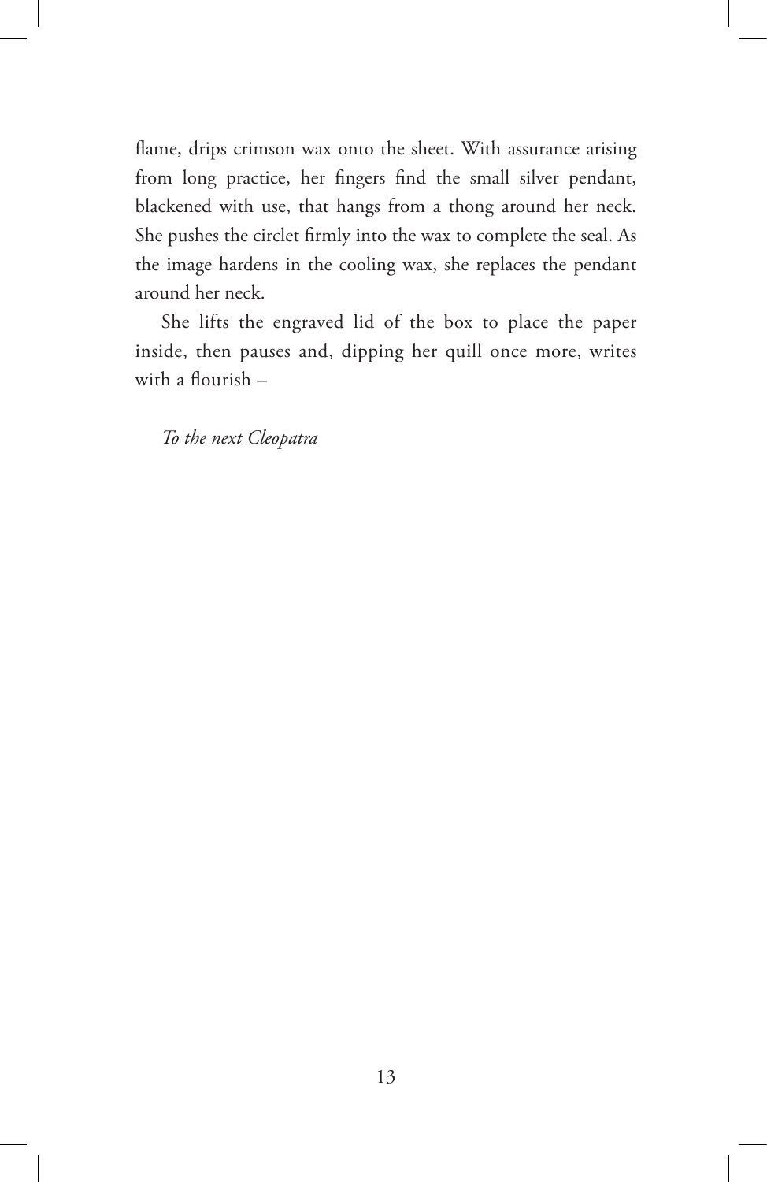flame, drips crimson wax onto the sheet. With assurance arising from long practice, her fingers find the small silver pendant, blackened with use, that hangs from a thong around her neck. She pushes the circlet firmly into the wax to complete the seal. As the image hardens in the cooling wax, she replaces the pendant around her neck.

She lifts the engraved lid of the box to place the paper inside, then pauses and, dipping her quill once more, writes with a flourish –

*To the next Cleopatra*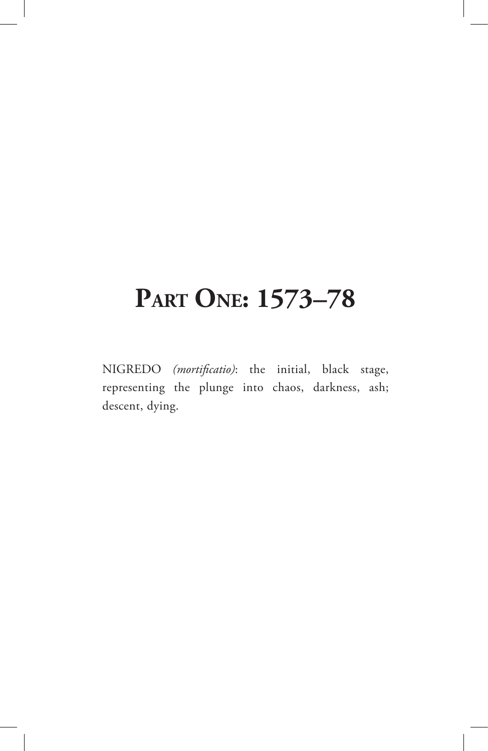# Part One: 1573–78

NIGREDO *(mortificatio)*: the initial, black stage, representing the plunge into chaos, darkness, ash; descent, dying.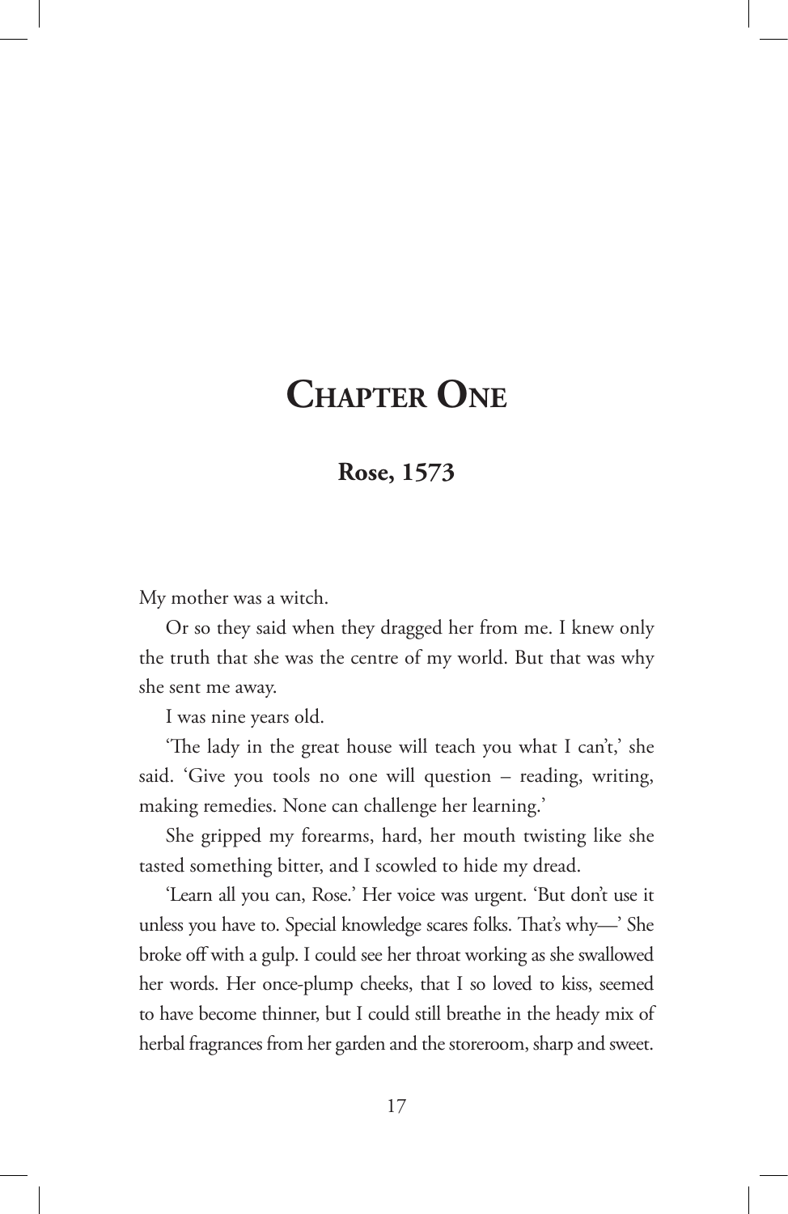# Chapter One

## Rose, 1573

My mother was a witch.

Or so they said when they dragged her from me. I knew only the truth that she was the centre of my world. But that was why she sent me away.

I was nine years old.

'The lady in the great house will teach you what I can't,' she said. 'Give you tools no one will question – reading, writing, making remedies. None can challenge her learning.'

She gripped my forearms, hard, her mouth twisting like she tasted something bitter, and I scowled to hide my dread.

'Learn all you can, Rose.' Her voice was urgent. 'But don't use it unless you have to. Special knowledge scares folks. That's why—' She broke off with a gulp. I could see her throat working as she swallowed her words. Her once-plump cheeks, that I so loved to kiss, seemed to have become thinner, but I could still breathe in the heady mix of herbal fragrances from her garden and the storeroom, sharp and sweet.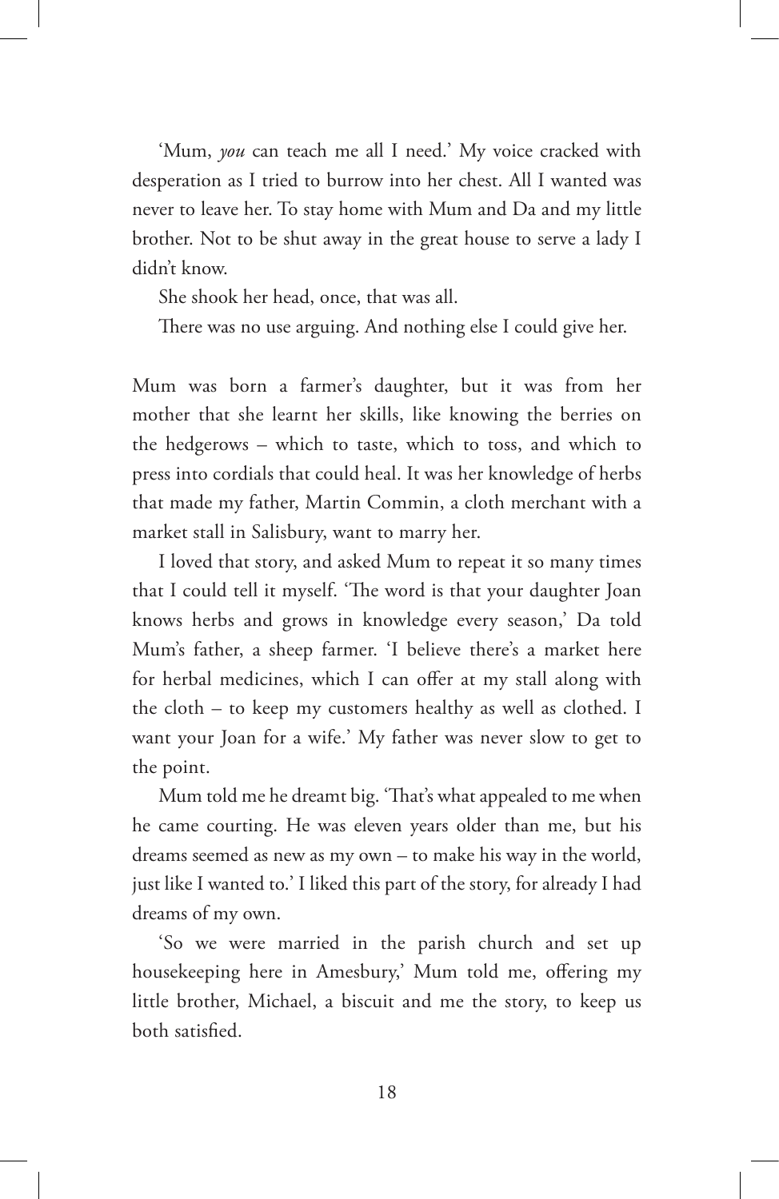'Mum, *you* can teach me all I need.' My voice cracked with desperation as I tried to burrow into her chest. All I wanted was never to leave her. To stay home with Mum and Da and my little brother. Not to be shut away in the great house to serve a lady I didn't know.

She shook her head, once, that was all.

There was no use arguing. And nothing else I could give her.

Mum was born a farmer's daughter, but it was from her mother that she learnt her skills, like knowing the berries on the hedgerows – which to taste, which to toss, and which to press into cordials that could heal. It was her knowledge of herbs that made my father, Martin Commin, a cloth merchant with a market stall in Salisbury, want to marry her.

I loved that story, and asked Mum to repeat it so many times that I could tell it myself. 'The word is that your daughter Joan knows herbs and grows in knowledge every season,' Da told Mum's father, a sheep farmer. 'I believe there's a market here for herbal medicines, which I can offer at my stall along with the cloth – to keep my customers healthy as well as clothed. I want your Joan for a wife.' My father was never slow to get to the point.

Mum told me he dreamt big. 'That's what appealed to me when he came courting. He was eleven years older than me, but his dreams seemed as new as my own – to make his way in the world, just like I wanted to.' I liked this part of the story, for already I had dreams of my own.

'So we were married in the parish church and set up housekeeping here in Amesbury,' Mum told me, offering my little brother, Michael, a biscuit and me the story, to keep us both satisfied.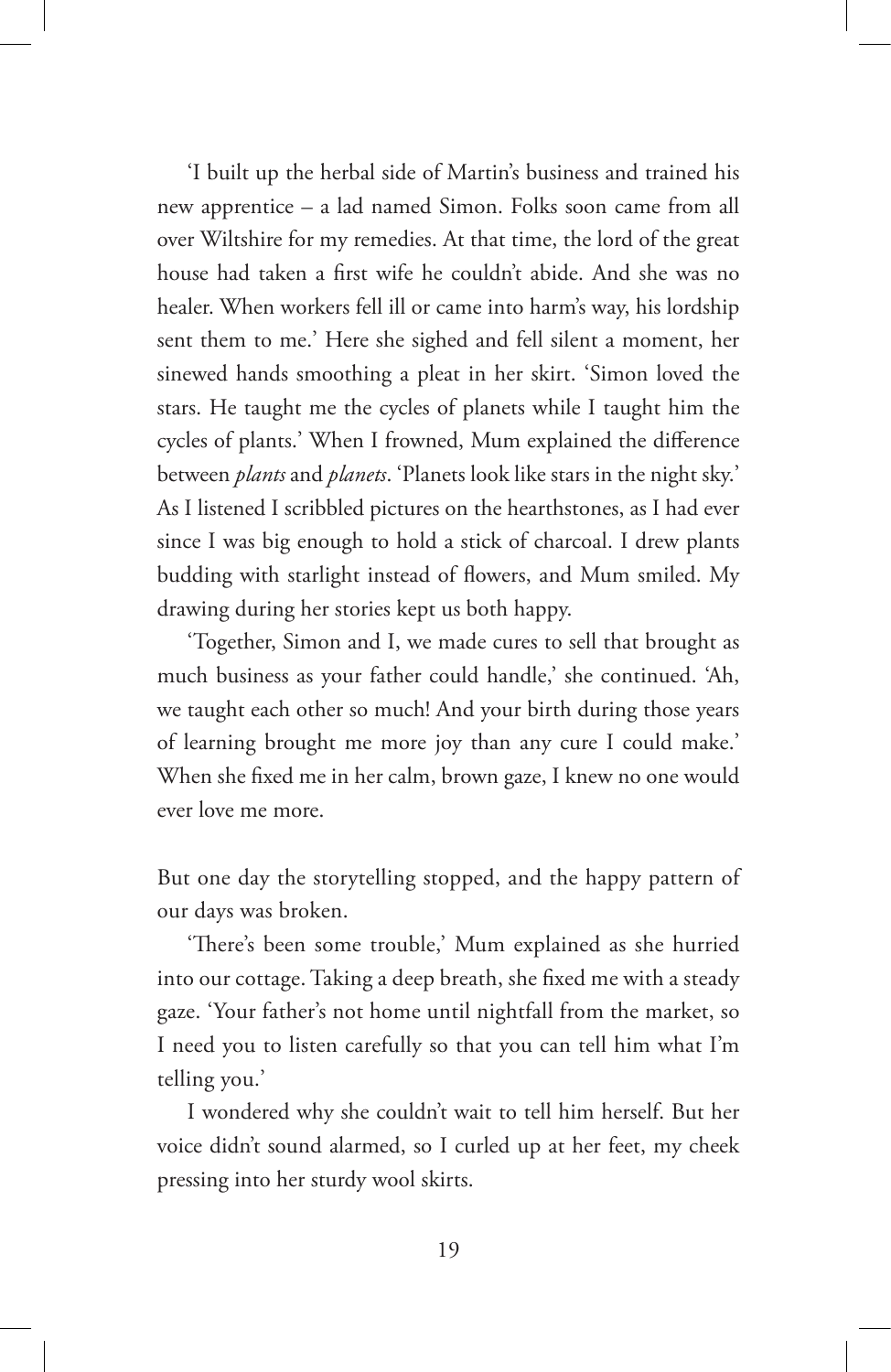'I built up the herbal side of Martin's business and trained his new apprentice – a lad named Simon. Folks soon came from all over Wiltshire for my remedies. At that time, the lord of the great house had taken a first wife he couldn't abide. And she was no healer. When workers fell ill or came into harm's way, his lordship sent them to me.' Here she sighed and fell silent a moment, her sinewed hands smoothing a pleat in her skirt. 'Simon loved the stars. He taught me the cycles of planets while I taught him the cycles of plants.' When I frowned, Mum explained the difference between *plants* and *planets*. 'Planets look like stars in the night sky.' As I listened I scribbled pictures on the hearthstones, as I had ever since I was big enough to hold a stick of charcoal. I drew plants budding with starlight instead of flowers, and Mum smiled. My drawing during her stories kept us both happy.

'Together, Simon and I, we made cures to sell that brought as much business as your father could handle,' she continued. 'Ah, we taught each other so much! And your birth during those years of learning brought me more joy than any cure I could make.' When she fixed me in her calm, brown gaze, I knew no one would ever love me more.

But one day the storytelling stopped, and the happy pattern of our days was broken.

'There's been some trouble,' Mum explained as she hurried into our cottage. Taking a deep breath, she fixed me with a steady gaze. 'Your father's not home until nightfall from the market, so I need you to listen carefully so that you can tell him what I'm telling you.'

I wondered why she couldn't wait to tell him herself. But her voice didn't sound alarmed, so I curled up at her feet, my cheek pressing into her sturdy wool skirts.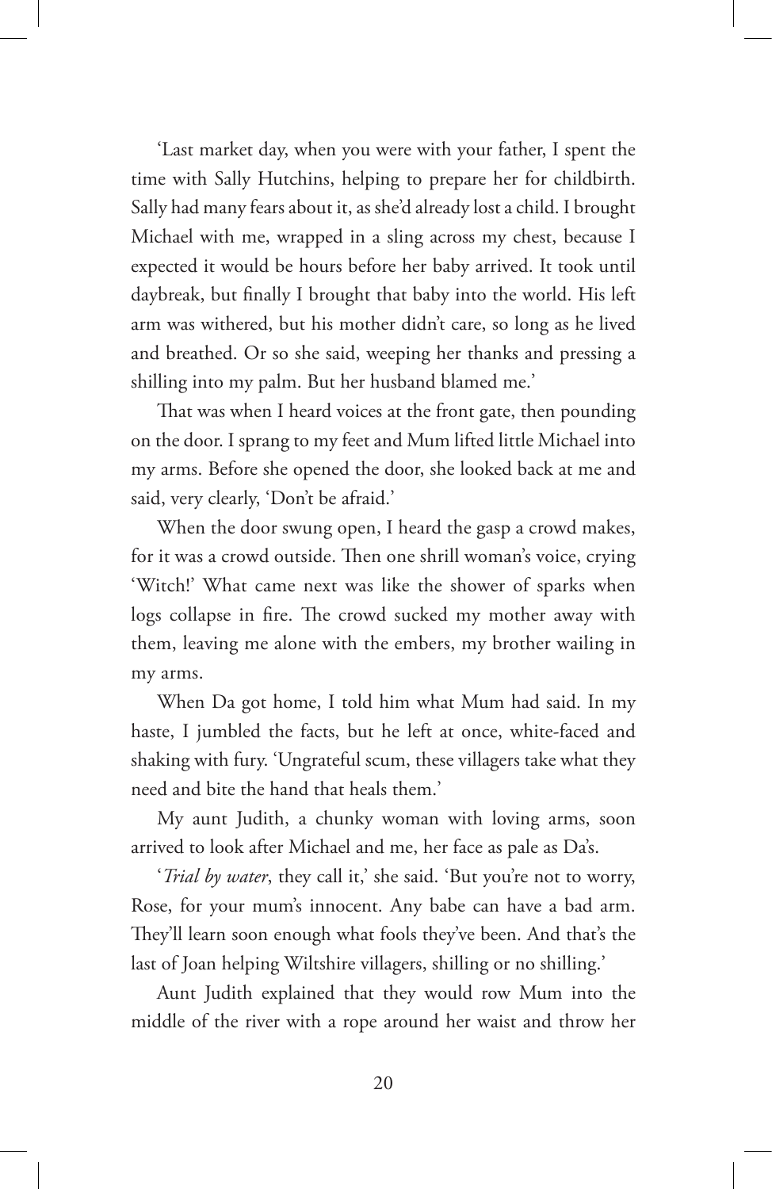'Last market day, when you were with your father, I spent the time with Sally Hutchins, helping to prepare her for childbirth. Sally had many fears about it, as she'd already lost a child. I brought Michael with me, wrapped in a sling across my chest, because I expected it would be hours before her baby arrived. It took until daybreak, but finally I brought that baby into the world. His left arm was withered, but his mother didn't care, so long as he lived and breathed. Or so she said, weeping her thanks and pressing a shilling into my palm. But her husband blamed me.'

That was when I heard voices at the front gate, then pounding on the door. I sprang to my feet and Mum lifted little Michael into my arms. Before she opened the door, she looked back at me and said, very clearly, 'Don't be afraid.'

When the door swung open, I heard the gasp a crowd makes, for it was a crowd outside. Then one shrill woman's voice, crying 'Witch!' What came next was like the shower of sparks when logs collapse in fire. The crowd sucked my mother away with them, leaving me alone with the embers, my brother wailing in my arms.

When Da got home, I told him what Mum had said. In my haste, I jumbled the facts, but he left at once, white-faced and shaking with fury. 'Ungrateful scum, these villagers take what they need and bite the hand that heals them.'

My aunt Judith, a chunky woman with loving arms, soon arrived to look after Michael and me, her face as pale as Da's.

'*Trial by water*, they call it,' she said. 'But you're not to worry, Rose, for your mum's innocent. Any babe can have a bad arm. They'll learn soon enough what fools they've been. And that's the last of Joan helping Wiltshire villagers, shilling or no shilling.'

Aunt Judith explained that they would row Mum into the middle of the river with a rope around her waist and throw her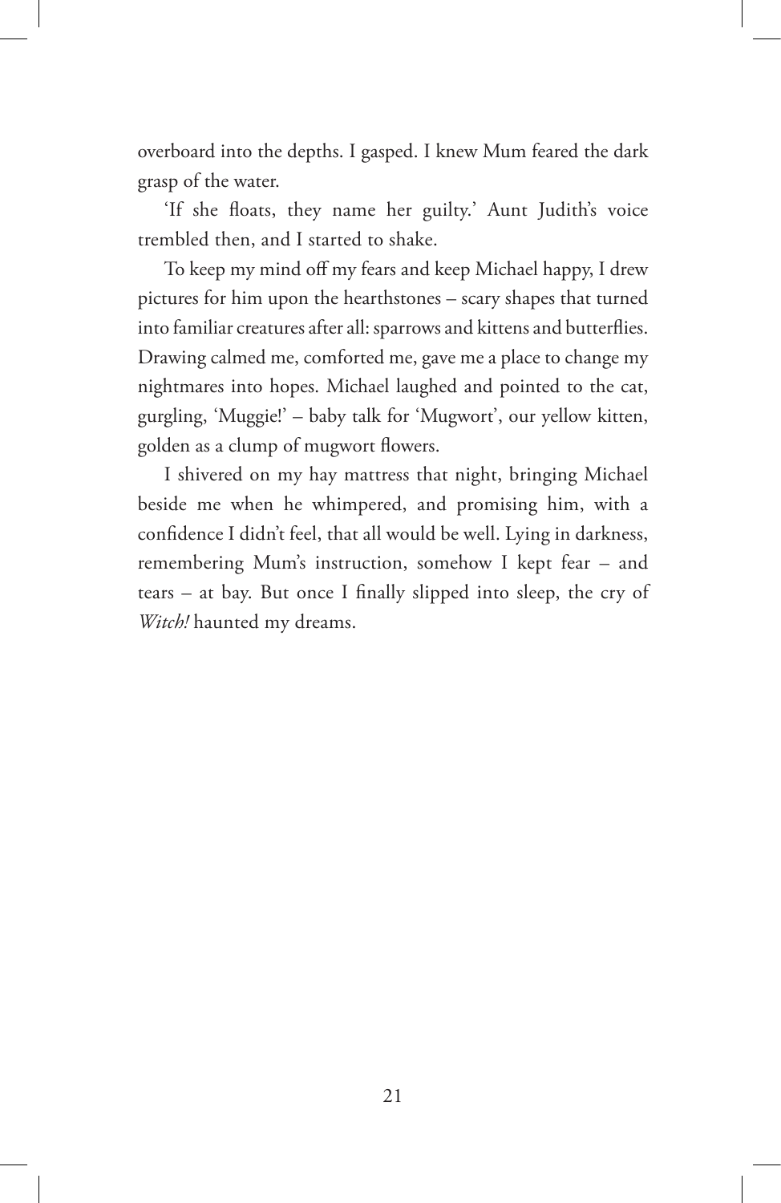overboard into the depths. I gasped. I knew Mum feared the dark grasp of the water.

'If she floats, they name her guilty.' Aunt Judith's voice trembled then, and I started to shake.

To keep my mind off my fears and keep Michael happy, I drew pictures for him upon the hearthstones – scary shapes that turned into familiar creatures after all: sparrows and kittens and butterflies. Drawing calmed me, comforted me, gave me a place to change my nightmares into hopes. Michael laughed and pointed to the cat, gurgling, 'Muggie!' – baby talk for 'Mugwort', our yellow kitten, golden as a clump of mugwort flowers.

I shivered on my hay mattress that night, bringing Michael beside me when he whimpered, and promising him, with a confidence I didn't feel, that all would be well. Lying in darkness, remembering Mum's instruction, somehow I kept fear – and tears – at bay. But once I finally slipped into sleep, the cry of *Witch!* haunted my dreams.